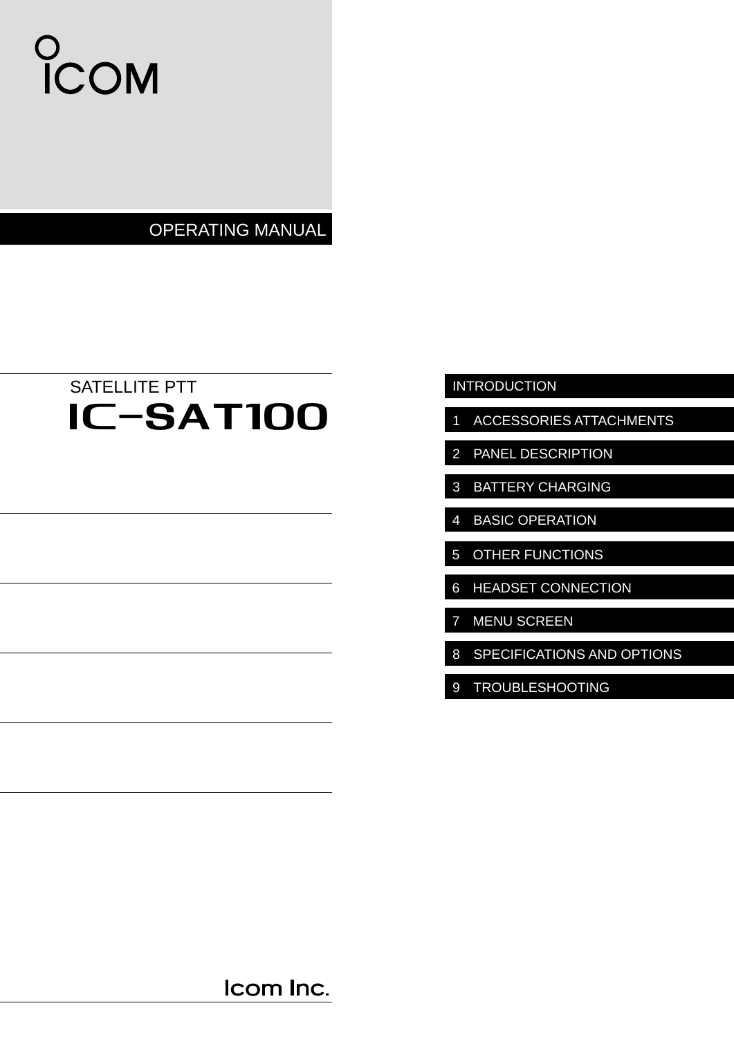ICOM

OPERATING MANUAL

SATELLITE PTT

# IC-SAT100

- INTRODUCTION
- 1 ACCESSORIES ATTACHMENTS
- 2 PANEL DESCRIPTION
- 3 BATTERY CHARGING
- 4 BASIC OPERATION
- 5 OTHER FUNCTIONS
- 6 HEADSET CONNECTION
- 7 MENU SCREEN
- 8 SPECIFICATIONS AND OPTIONS
- 9 TROUBLESHOOTING

Icom Inc.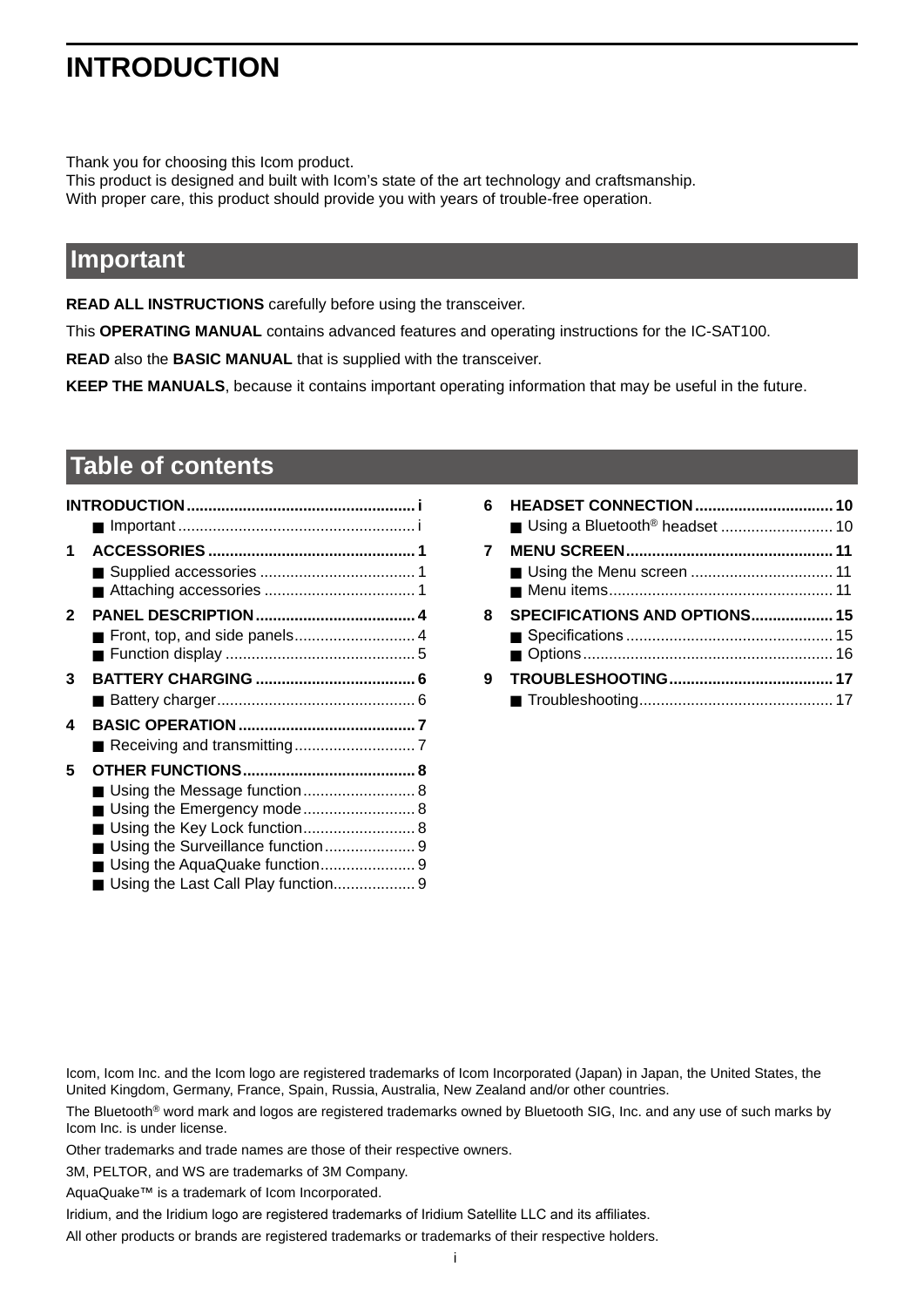# INTRODUCTION

Thank you for choosing this Icom product.
This product is designed and built with Icom's state of the art technology and craftsmanship.
With proper care, this product should provide you with years of trouble-free operation.

## Important

**READ ALL INSTRUCTIONS** carefully before using the transceiver.

This **OPERATING MANUAL** contains advanced features and operating instructions for the IC-SAT100.

**READ** also the **BASIC MANUAL** that is supplied with the transceiver.

**KEEP THE MANUALS**, because it contains important operating information that may be useful in the future.

## Table of contents

**INTRODUCTION** ..................... i
- ■ Important ..................... i

**1 ACCESSORIES** ..................... 1
- ■ Supplied accessories ..................... 1
- ■ Attaching accessories ..................... 1

**2 PANEL DESCRIPTION** ..................... 4
- ■ Front, top, and side panels ..................... 4
- ■ Function display ..................... 5

**3 BATTERY CHARGING** ..................... 6
- ■ Battery charger ..................... 6

**4 BASIC OPERATION** ..................... 7
- ■ Receiving and transmitting ..................... 7

**5 OTHER FUNCTIONS** ..................... 8
- ■ Using the Message function ..................... 8
- ■ Using the Emergency mode ..................... 8
- ■ Using the Key Lock function ..................... 8
- ■ Using the Surveillance function ..................... 9
- ■ Using the AquaQuake function ..................... 9
- ■ Using the Last Call Play function ..................... 9

**6 HEADSET CONNECTION** ..................... 10
- ■ Using a Bluetooth® headset ..................... 10

**7 MENU SCREEN** ..................... 11
- ■ Using the Menu screen ..................... 11
- ■ Menu items ..................... 11

**8 SPECIFICATIONS AND OPTIONS** ..................... 15
- ■ Specifications ..................... 15
- ■ Options ..................... 16

**9 TROUBLESHOOTING** ..................... 17
- ■ Troubleshooting ..................... 17

Icom, Icom Inc. and the Icom logo are registered trademarks of Icom Incorporated (Japan) in Japan, the United States, the United Kingdom, Germany, France, Spain, Russia, Australia, New Zealand and/or other countries.

The Bluetooth® word mark and logos are registered trademarks owned by Bluetooth SIG, Inc. and any use of such marks by Icom Inc. is under license.

Other trademarks and trade names are those of their respective owners.

3M, PELTOR, and WS are trademarks of 3M Company.

AquaQuake™ is a trademark of Icom Incorporated.

Iridium, and the Iridium logo are registered trademarks of Iridium Satellite LLC and its affiliates.

All other products or brands are registered trademarks or trademarks of their respective holders.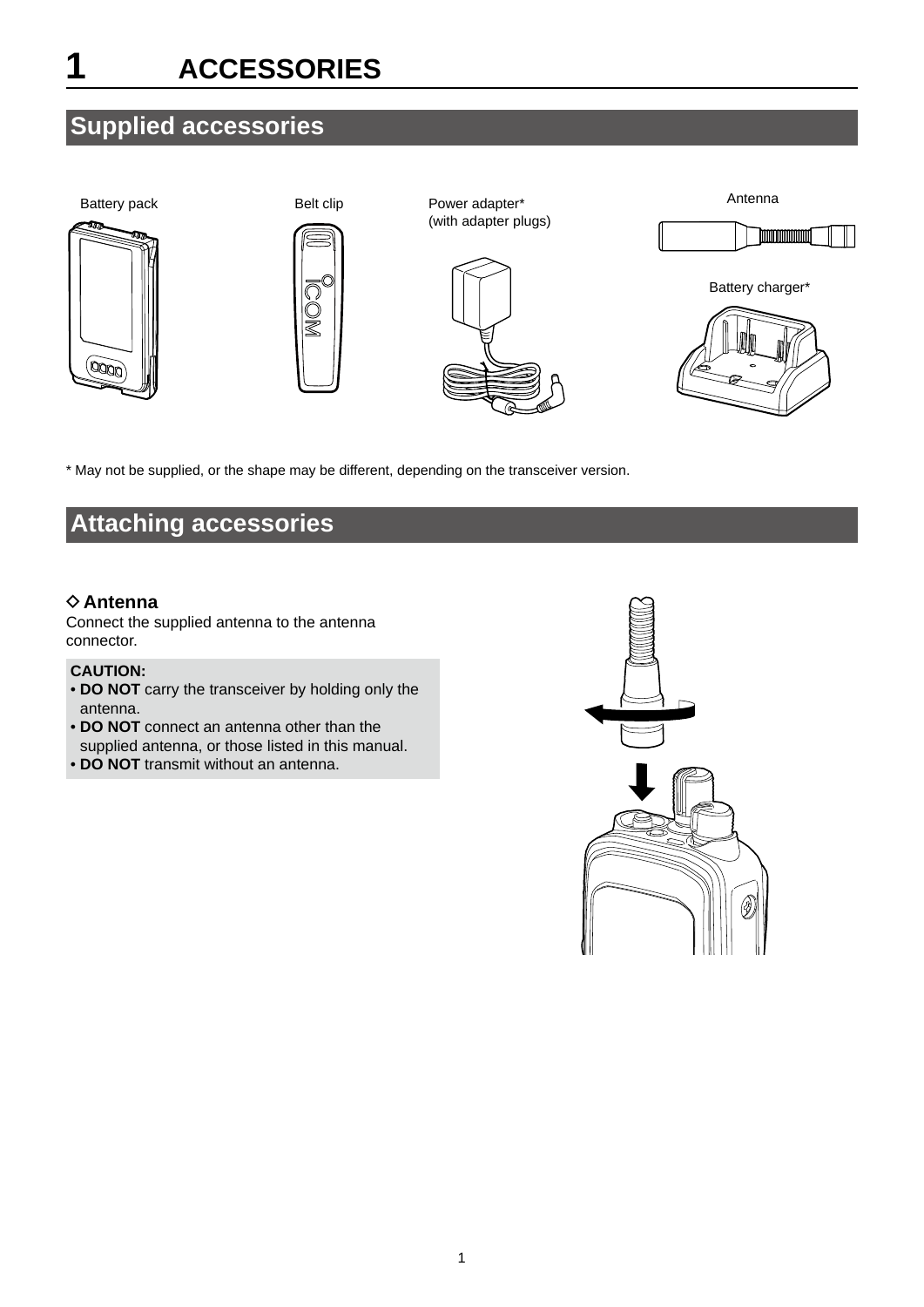# 1 ACCESSORIES

## Supplied accessories

Battery pack

Belt clip

Power adapter*
(with adapter plugs)

Antenna

Battery charger*

* May not be supplied, or the shape may be different, depending on the transceiver version.

## Attaching accessories

### ◇ Antenna

Connect the supplied antenna to the antenna connector.

**CAUTION:**

- **DO NOT** carry the transceiver by holding only the antenna.
- **DO NOT** connect an antenna other than the supplied antenna, or those listed in this manual.
- **DO NOT** transmit without an antenna.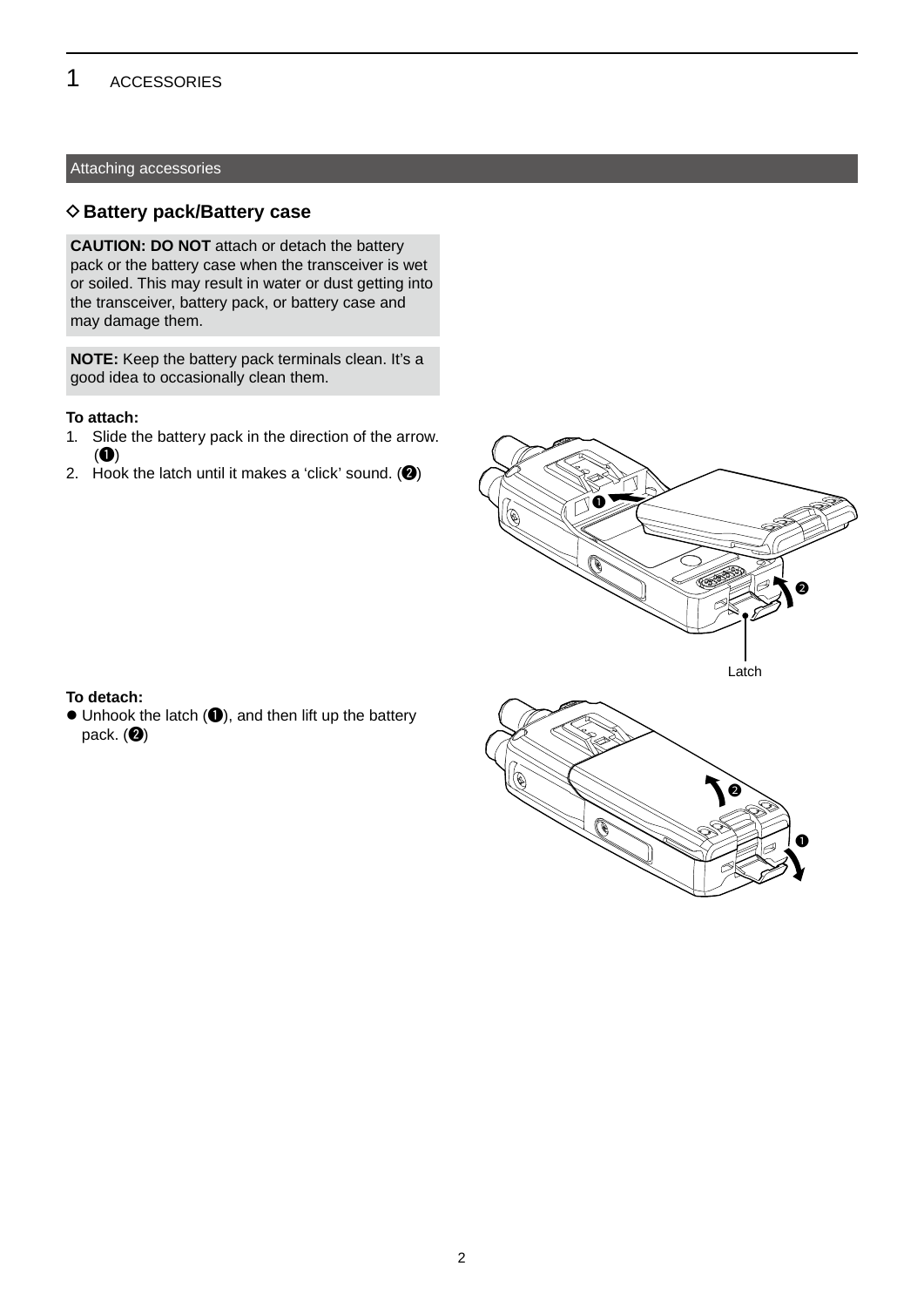## Attaching accessories

### ◇ Battery pack/Battery case

**CAUTION: DO NOT** attach or detach the battery pack or the battery case when the transceiver is wet or soiled. This may result in water or dust getting into the transceiver, battery pack, or battery case and may damage them.

**NOTE:** Keep the battery pack terminals clean. It's a good idea to occasionally clean them.

**To attach:**

1. Slide the battery pack in the direction of the arrow. (❶)
2. Hook the latch until it makes a 'click' sound. (❷)

Latch

**To detach:**

- Unhook the latch (❶), and then lift up the battery pack. (❷)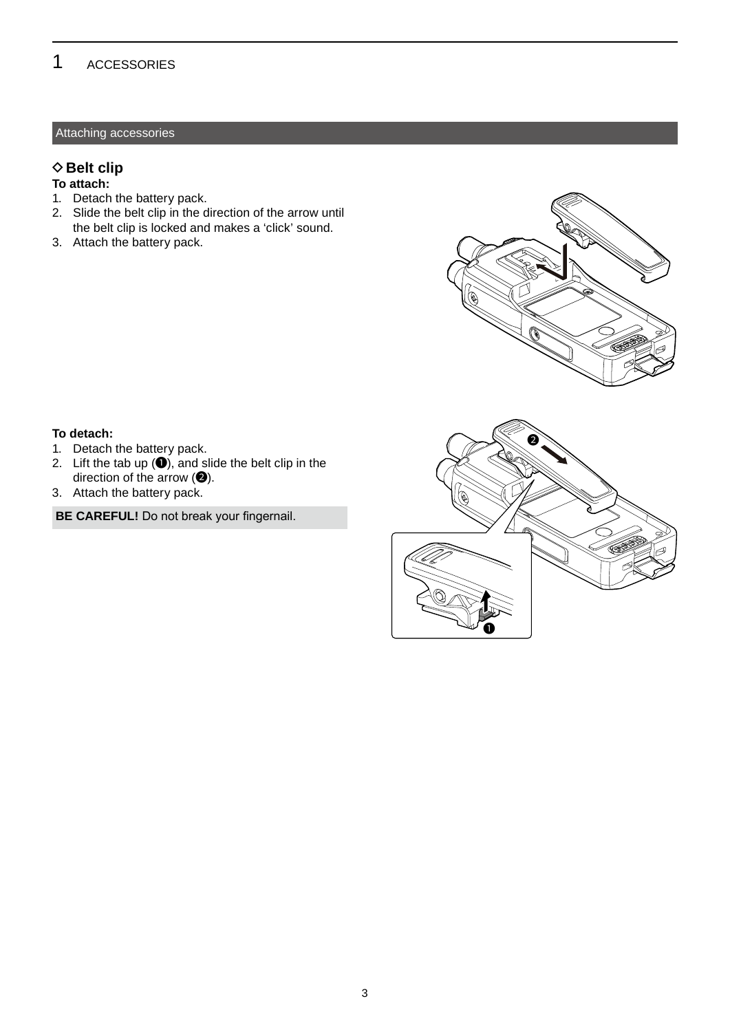## Attaching accessories

### ◇ Belt clip

**To attach:**

1. Detach the battery pack.
2. Slide the belt clip in the direction of the arrow until the belt clip is locked and makes a 'click' sound.
3. Attach the battery pack.

**To detach:**

1. Detach the battery pack.
2. Lift the tab up (❶), and slide the belt clip in the direction of the arrow (❷).
3. Attach the battery pack.

**BE CAREFUL!** Do not break your fingernail.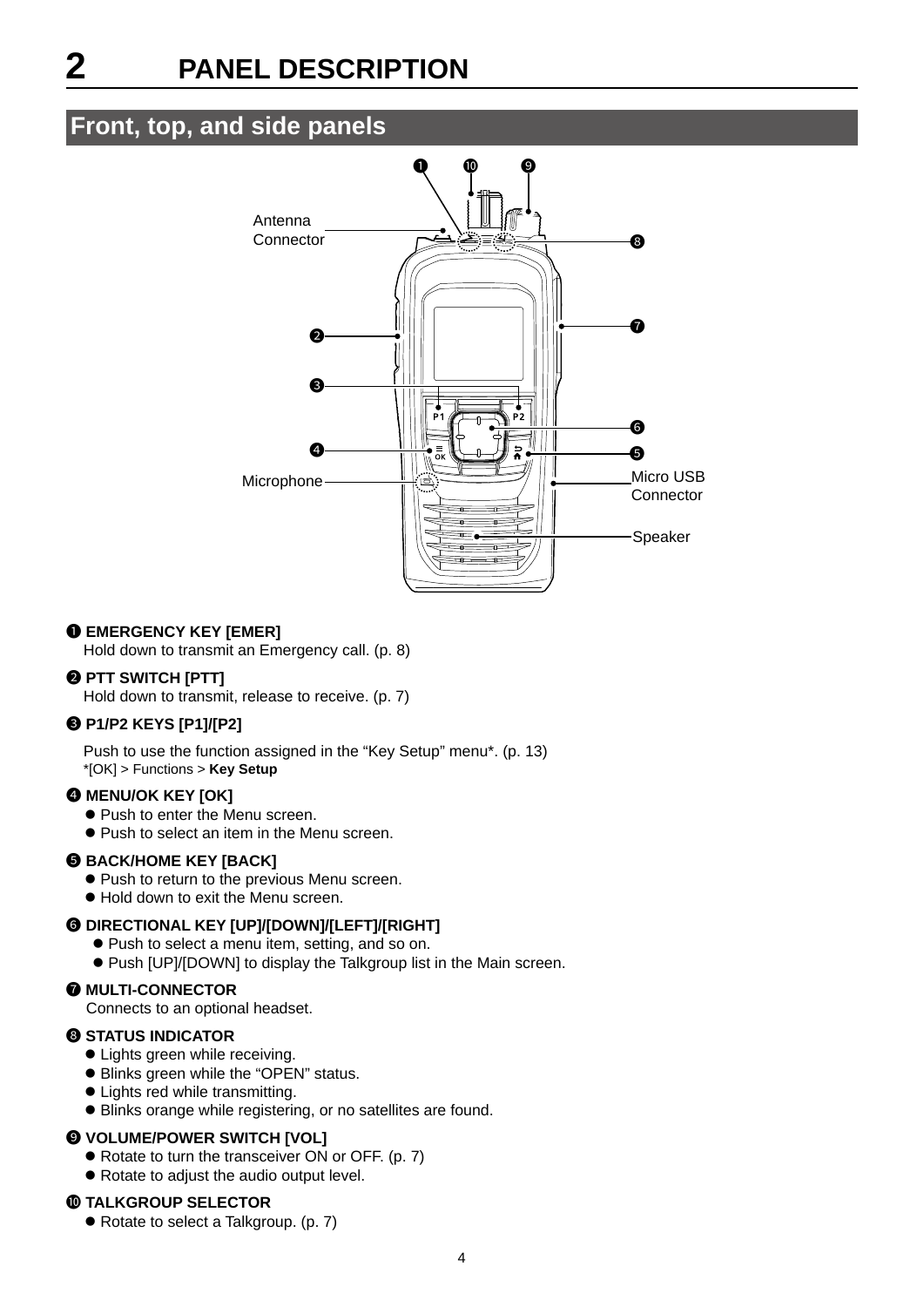# 2 PANEL DESCRIPTION

## Front, top, and side panels

Antenna Connector

Microphone

Micro USB Connector

Speaker

**❶ EMERGENCY KEY [EMER]**
Hold down to transmit an Emergency call. (p. 8)

**❷ PTT SWITCH [PTT]**
Hold down to transmit, release to receive. (p. 7)

**❸ P1/P2 KEYS [P1]/[P2]**
Push to use the function assigned in the “Key Setup” menu*. (p. 13)
*[OK] > Functions > **Key Setup**

**❹ MENU/OK KEY [OK]**
- Push to enter the Menu screen.
- Push to select an item in the Menu screen.

**❺ BACK/HOME KEY [BACK]**
- Push to return to the previous Menu screen.
- Hold down to exit the Menu screen.

**❻ DIRECTIONAL KEY [UP]/[DOWN]/[LEFT]/[RIGHT]**
- Push to select a menu item, setting, and so on.
- Push [UP]/[DOWN] to display the Talkgroup list in the Main screen.

**❼ MULTI-CONNECTOR**
Connects to an optional headset.

**❽ STATUS INDICATOR**
- Lights green while receiving.
- Blinks green while the “OPEN” status.
- Lights red while transmitting.
- Blinks orange while registering, or no satellites are found.

**❾ VOLUME/POWER SWITCH [VOL]**
- Rotate to turn the transceiver ON or OFF. (p. 7)
- Rotate to adjust the audio output level.

**❿ TALKGROUP SELECTOR**
- Rotate to select a Talkgroup. (p. 7)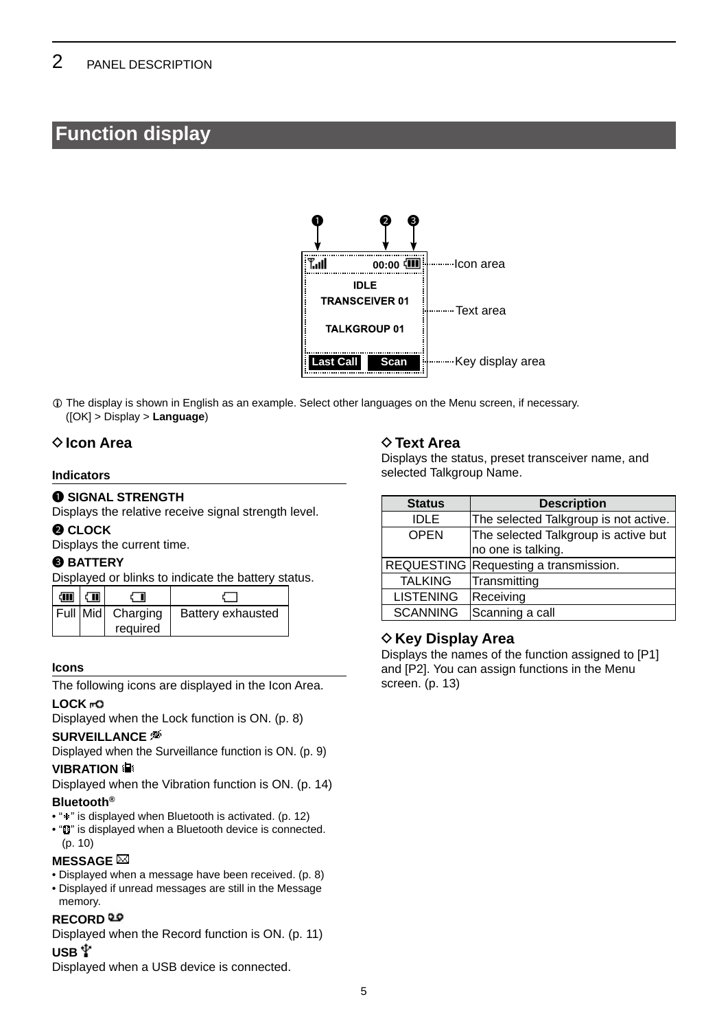## Function display

❶ ❷ ❸

Icon area

Text area

Key display area

ⓘ The display is shown in English as an example. Select other languages on the Menu screen, if necessary.
([OK] > Display > **Language**)

### ◇ Icon Area

**Indicators**

**❶ SIGNAL STRENGTH**
Displays the relative receive signal strength level.

**❷ CLOCK**
Displays the current time.

**❸ BATTERY**
Displayed or blinks to indicate the battery status.

| | | | |
|---|---|---|---|
| Full | Mid | Charging required | Battery exhausted |

**Icons**

The following icons are displayed in the Icon Area.

**LOCK**
Displayed when the Lock function is ON. (p. 8)

**SURVEILLANCE**
Displayed when the Surveillance function is ON. (p. 9)

**VIBRATION**
Displayed when the Vibration function is ON. (p. 14)

**Bluetooth®**
- "" is displayed when Bluetooth is activated. (p. 12)
- "" is displayed when a Bluetooth device is connected. (p. 10)

**MESSAGE**
- Displayed when a message have been received. (p. 8)
- Displayed if unread messages are still in the Message memory.

**RECORD**
Displayed when the Record function is ON. (p. 11)

**USB**
Displayed when a USB device is connected.

### ◇ Text Area

Displays the status, preset transceiver name, and selected Talkgroup Name.

| Status | Description |
|---|---|
| IDLE | The selected Talkgroup is not active. |
| OPEN | The selected Talkgroup is active but no one is talking. |
| REQUESTING | Requesting a transmission. |
| TALKING | Transmitting |
| LISTENING | Receiving |
| SCANNING | Scanning a call |

### ◇ Key Display Area

Displays the names of the function assigned to [P1] and [P2]. You can assign functions in the Menu screen. (p. 13)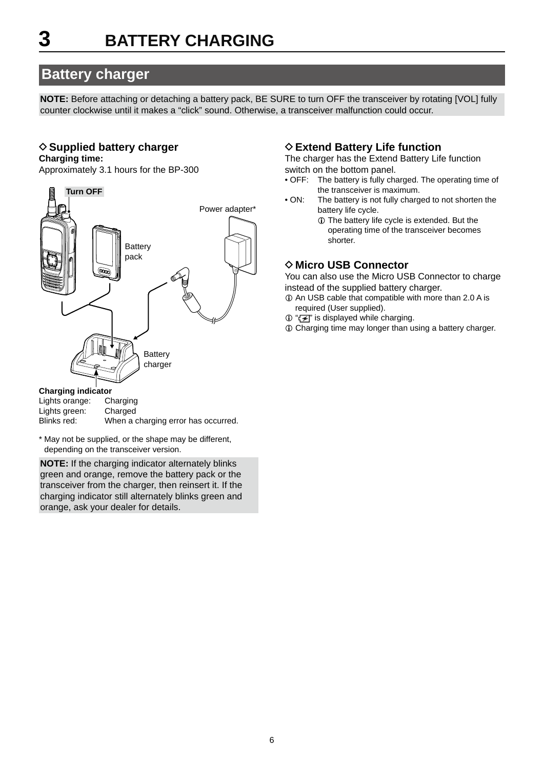# 3 BATTERY CHARGING

## Battery charger

**NOTE:** Before attaching or detaching a battery pack, BE SURE to turn OFF the transceiver by rotating [VOL] fully counter clockwise until it makes a “click” sound. Otherwise, a transceiver malfunction could occur.

### ◇ Supplied battery charger

**Charging time:**
Approximately 3.1 hours for the BP-300

Turn OFF

Power adapter*

Battery pack

Battery charger

**Charging indicator**

| | |
|---|---|
| Lights orange: | Charging |
| Lights green: | Charged |
| Blinks red: | When a charging error has occurred. |

* May not be supplied, or the shape may be different, depending on the transceiver version.

**NOTE:** If the charging indicator alternately blinks green and orange, remove the battery pack or the transceiver from the charger, then reinsert it. If the charging indicator still alternately blinks green and orange, ask your dealer for details.

### ◇ Extend Battery Life function

The charger has the Extend Battery Life function switch on the bottom panel.

- OFF: The battery is fully charged. The operating time of the transceiver is maximum.
- ON: The battery is not fully charged to not shorten the battery life cycle.
  - ⓘ The battery life cycle is extended. But the operating time of the transceiver becomes shorter.

### ◇ Micro USB Connector

You can also use the Micro USB Connector to charge instead of the supplied battery charger.

- ⓘ An USB cable that compatible with more than 2.0 A is required (User supplied).
- ⓘ “[⚡]” is displayed while charging.
- ⓘ Charging time may longer than using a battery charger.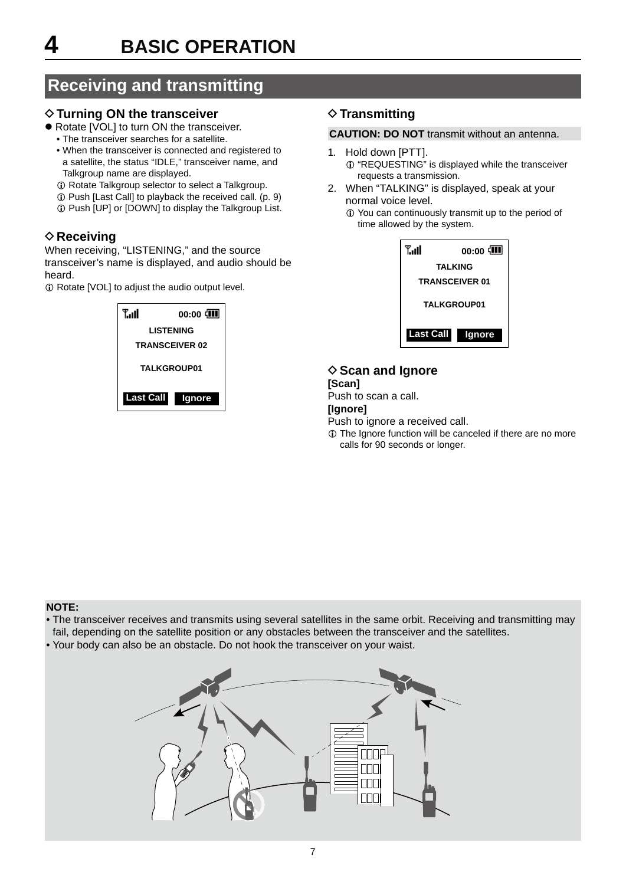# 4 BASIC OPERATION

## Receiving and transmitting

### ◇ Turning ON the transceiver

- Rotate [VOL] to turn ON the transceiver.
  - The transceiver searches for a satellite.
  - When the transceiver is connected and registered to a satellite, the status “IDLE,” transceiver name, and Talkgroup name are displayed.

  ⓘ Rotate Talkgroup selector to select a Talkgroup.

  ⓘ Push [Last Call] to playback the received call. (p. 9)

  ⓘ Push [UP] or [DOWN] to display the Talkgroup List.

### ◇ Receiving

When receiving, “LISTENING,” and the source transceiver’s name is displayed, and audio should be heard.

ⓘ Rotate [VOL] to adjust the audio output level.

```
00:00
LISTENING
TRANSCEIVER 02
TALKGROUP01
Last Call   Ignore
```

### ◇ Transmitting

**CAUTION: DO NOT** transmit without an antenna.

1. Hold down [PTT].

   ⓘ “REQUESTING” is displayed while the transceiver requests a transmission.

2. When “TALKING” is displayed, speak at your normal voice level.

   ⓘ You can continuously transmit up to the period of time allowed by the system.

```
00:00
TALKING
TRANSCEIVER 01
TALKGROUP01
Last Call   Ignore
```

### ◇ Scan and Ignore

**[Scan]**

Push to scan a call.

**[Ignore]**

Push to ignore a received call.

ⓘ The Ignore function will be canceled if there are no more calls for 90 seconds or longer.

**NOTE:**

- The transceiver receives and transmits using several satellites in the same orbit. Receiving and transmitting may fail, depending on the satellite position or any obstacles between the transceiver and the satellites.
- Your body can also be an obstacle. Do not hook the transceiver on your waist.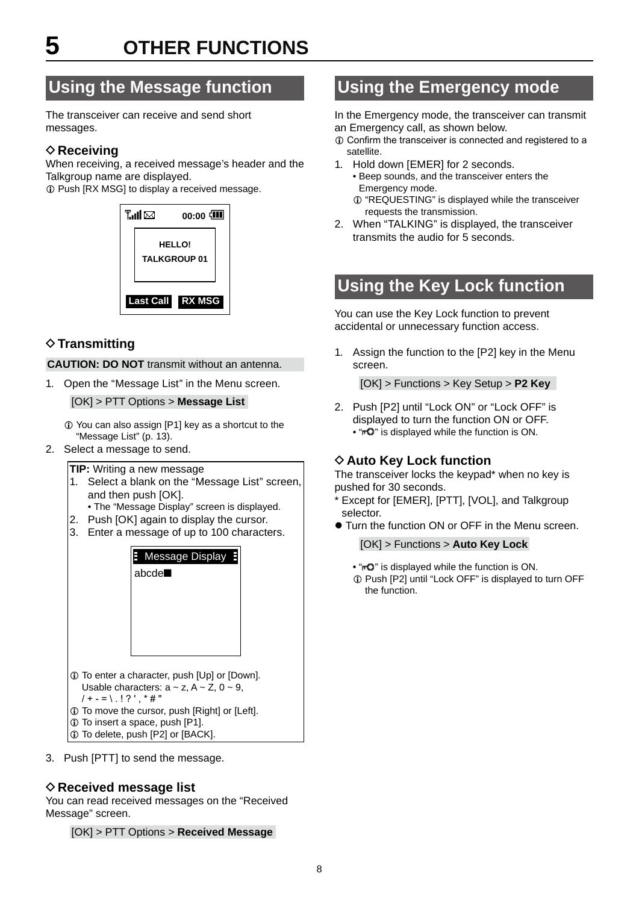# 5 OTHER FUNCTIONS

## Using the Message function

The transceiver can receive and send short messages.

### ◇ Receiving

When receiving, a received message's header and the Talkgroup name are displayed.

ⓘ Push [RX MSG] to display a received message.

HELLO!
TALKGROUP 01

Last Call | RX MSG

### ◇ Transmitting

**CAUTION: DO NOT** transmit without an antenna.

1. Open the "Message List" in the Menu screen.

   [OK] > PTT Options > **Message List**

   ⓘ You can also assign [P1] key as a shortcut to the "Message List" (p. 13).
2. Select a message to send.

   **TIP:** Writing a new message
   1. Select a blank on the "Message List" screen, and then push [OK].
      - The "Message Display" screen is displayed.
   2. Push [OK] again to display the cursor.
   3. Enter a message of up to 100 characters.

   Message Display
   abcde■

   ⓘ To enter a character, push [Up] or [Down]. Usable characters: a ~ z, A ~ Z, 0 ~ 9, / + - = \ . ! ? ' , * # "
   ⓘ To move the cursor, push [Right] or [Left].
   ⓘ To insert a space, push [P1].
   ⓘ To delete, push [P2] or [BACK].
3. Push [PTT] to send the message.

### ◇ Received message list

You can read received messages on the "Received Message" screen.

[OK] > PTT Options > **Received Message**

## Using the Emergency mode

In the Emergency mode, the transceiver can transmit an Emergency call, as shown below.

ⓘ Confirm the transceiver is connected and registered to a satellite.

1. Hold down [EMER] for 2 seconds.
   - Beep sounds, and the transceiver enters the Emergency mode.

   ⓘ "REQUESTING" is displayed while the transceiver requests the transmission.
2. When "TALKING" is displayed, the transceiver transmits the audio for 5 seconds.

## Using the Key Lock function

You can use the Key Lock function to prevent accidental or unnecessary function access.

1. Assign the function to the [P2] key in the Menu screen.

   [OK] > Functions > Key Setup > **P2 Key**
2. Push [P2] until "Lock ON" or "Lock OFF" is displayed to turn the function ON or OFF.
   - "🔑" is displayed while the function is ON.

### ◇ Auto Key Lock function

The transceiver locks the keypad* when no key is pushed for 30 seconds.

* Except for [EMER], [PTT], [VOL], and Talkgroup selector.

● Turn the function ON or OFF in the Menu screen.

[OK] > Functions > **Auto Key Lock**

- "🔑" is displayed while the function is ON.

ⓘ Push [P2] until "Lock OFF" is displayed to turn OFF the function.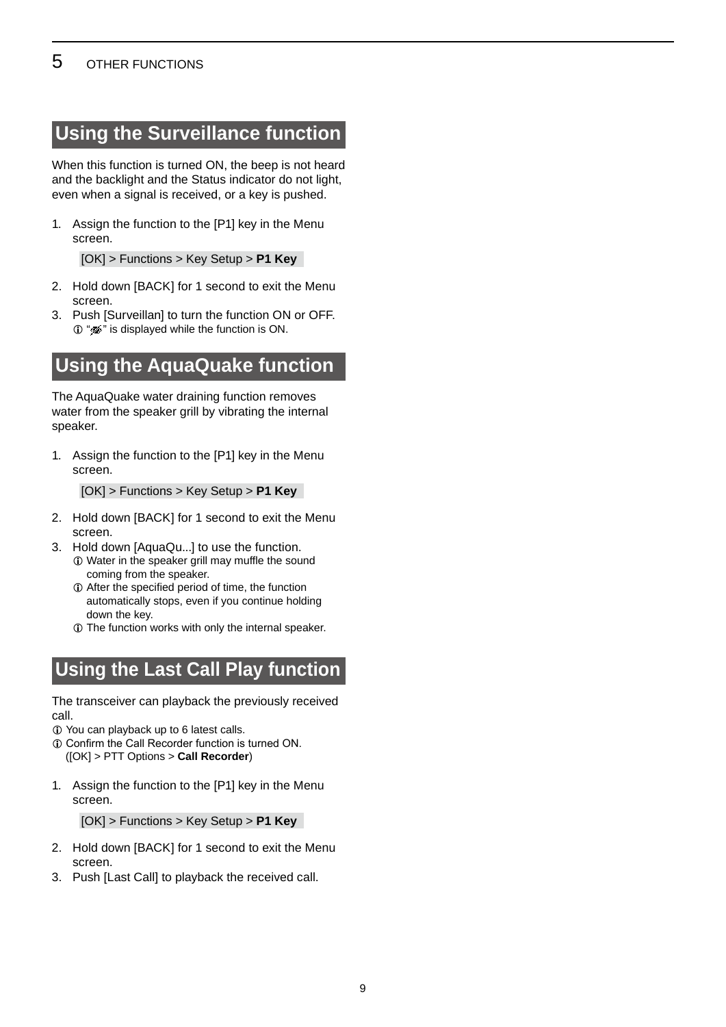## Using the Surveillance function

When this function is turned ON, the beep is not heard and the backlight and the Status indicator do not light, even when a signal is received, or a key is pushed.

1. Assign the function to the [P1] key in the Menu screen.

   [OK] > Functions > Key Setup > **P1 Key**

2. Hold down [BACK] for 1 second to exit the Menu screen.
3. Push [Surveillan] to turn the function ON or OFF.
   - ⓘ "" is displayed while the function is ON.

## Using the AquaQuake function

The AquaQuake water draining function removes water from the speaker grill by vibrating the internal speaker.

1. Assign the function to the [P1] key in the Menu screen.

   [OK] > Functions > Key Setup > **P1 Key**

2. Hold down [BACK] for 1 second to exit the Menu screen.
3. Hold down [AquaQu...] to use the function.
   - ⓘ Water in the speaker grill may muffle the sound coming from the speaker.
   - ⓘ After the specified period of time, the function automatically stops, even if you continue holding down the key.
   - ⓘ The function works with only the internal speaker.

## Using the Last Call Play function

The transceiver can playback the previously received call.

- ⓘ You can playback up to 6 latest calls.
- ⓘ Confirm the Call Recorder function is turned ON. ([OK] > PTT Options > **Call Recorder**)

1. Assign the function to the [P1] key in the Menu screen.

   [OK] > Functions > Key Setup > **P1 Key**

2. Hold down [BACK] for 1 second to exit the Menu screen.
3. Push [Last Call] to playback the received call.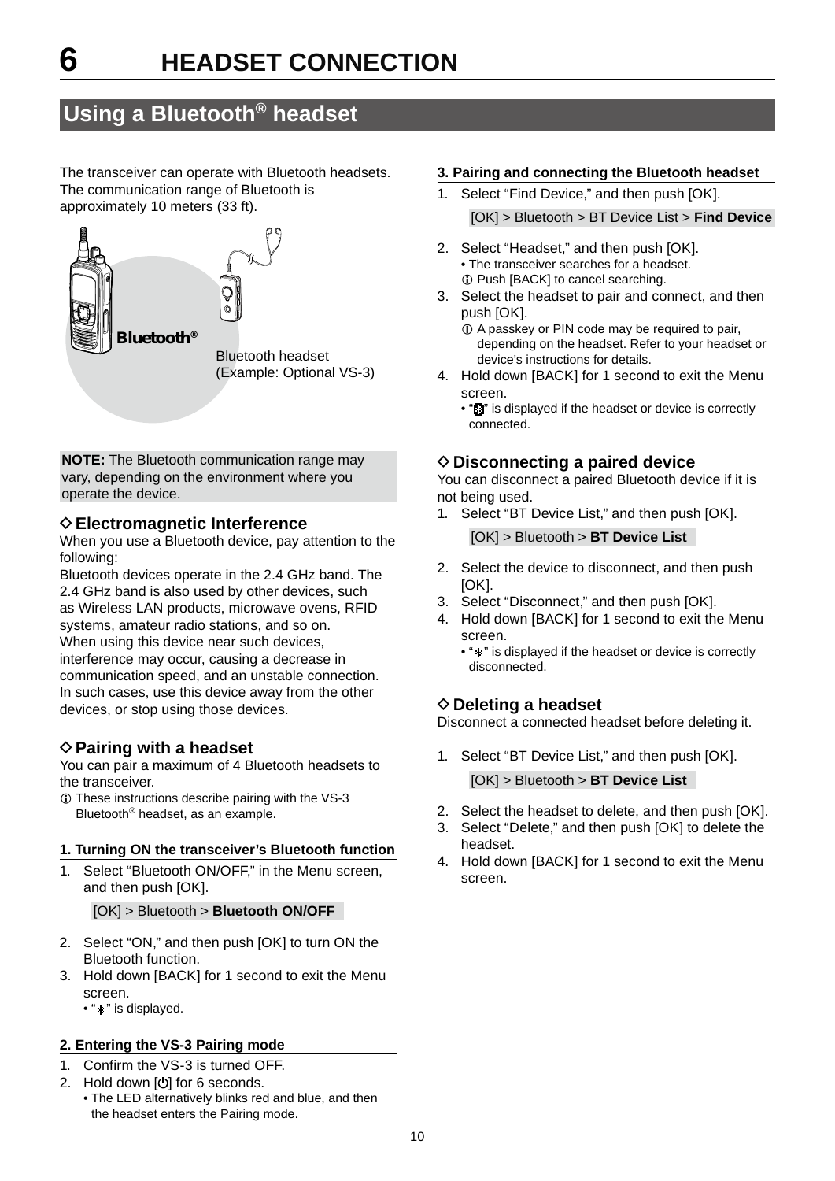# 6 HEADSET CONNECTION

## Using a Bluetooth® headset

The transceiver can operate with Bluetooth headsets. The communication range of Bluetooth is approximately 10 meters (33 ft).

Bluetooth®

Bluetooth headset
(Example: Optional VS-3)

**NOTE:** The Bluetooth communication range may vary, depending on the environment where you operate the device.

### ◇ Electromagnetic Interference

When you use a Bluetooth device, pay attention to the following:

Bluetooth devices operate in the 2.4 GHz band. The 2.4 GHz band is also used by other devices, such as Wireless LAN products, microwave ovens, RFID systems, amateur radio stations, and so on.

When using this device near such devices, interference may occur, causing a decrease in communication speed, and an unstable connection. In such cases, use this device away from the other devices, or stop using those devices.

### ◇ Pairing with a headset

You can pair a maximum of 4 Bluetooth headsets to the transceiver.

ⓘ These instructions describe pairing with the VS-3 Bluetooth® headset, as an example.

**1. Turning ON the transceiver's Bluetooth function**

1. Select "Bluetooth ON/OFF," in the Menu screen, and then push [OK].

   [OK] > Bluetooth > **Bluetooth ON/OFF**

2. Select "ON," and then push [OK] to turn ON the Bluetooth function.
3. Hold down [BACK] for 1 second to exit the Menu screen.
   - "✱" is displayed.

**2. Entering the VS-3 Pairing mode**

1. Confirm the VS-3 is turned OFF.
2. Hold down [⏻] for 6 seconds.
   - The LED alternatively blinks red and blue, and then the headset enters the Pairing mode.

**3. Pairing and connecting the Bluetooth headset**

1. Select "Find Device," and then push [OK].

   [OK] > Bluetooth > BT Device List > **Find Device**

2. Select "Headset," and then push [OK].
   - The transceiver searches for a headset.
   
   ⓘ Push [BACK] to cancel searching.
3. Select the headset to pair and connect, and then push [OK].
   
   ⓘ A passkey or PIN code may be required to pair, depending on the headset. Refer to your headset or device's instructions for details.
4. Hold down [BACK] for 1 second to exit the Menu screen.
   - "✱" is displayed if the headset or device is correctly connected.

### ◇ Disconnecting a paired device

You can disconnect a paired Bluetooth device if it is not being used.

1. Select "BT Device List," and then push [OK].

   [OK] > Bluetooth > **BT Device List**

2. Select the device to disconnect, and then push [OK].
3. Select "Disconnect," and then push [OK].
4. Hold down [BACK] for 1 second to exit the Menu screen.
   - "✱" is displayed if the headset or device is correctly disconnected.

### ◇ Deleting a headset

Disconnect a connected headset before deleting it.

1. Select "BT Device List," and then push [OK].

   [OK] > Bluetooth > **BT Device List**

2. Select the headset to delete, and then push [OK].
3. Select "Delete," and then push [OK] to delete the headset.
4. Hold down [BACK] for 1 second to exit the Menu screen.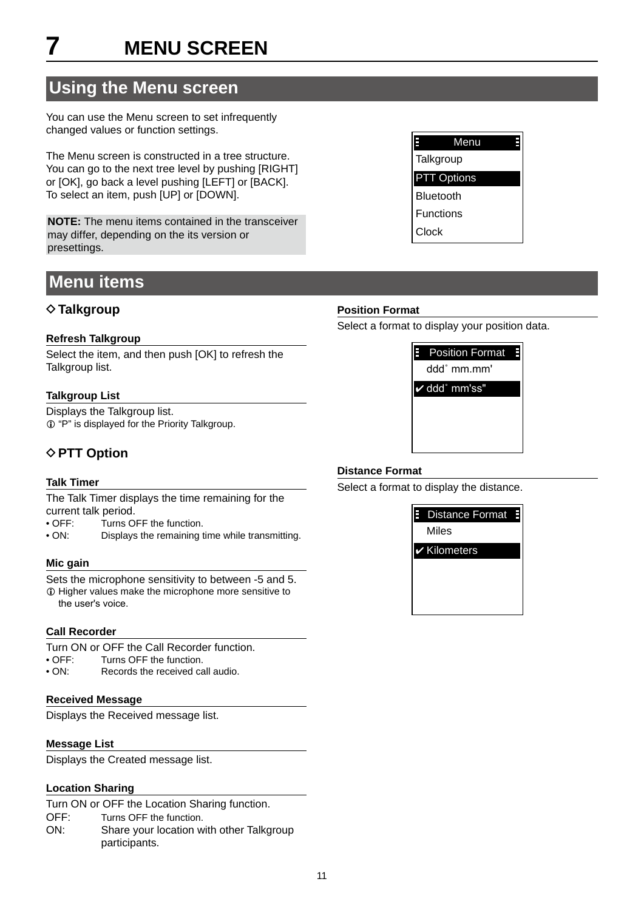# 7 MENU SCREEN

## Using the Menu screen

You can use the Menu screen to set infrequently changed values or function settings.

The Menu screen is constructed in a tree structure. You can go to the next tree level by pushing [RIGHT] or [OK], go back a level pushing [LEFT] or [BACK]. To select an item, push [UP] or [DOWN].

**NOTE:** The menu items contained in the transceiver may differ, depending on the its version or presettings.

Menu
Talkgroup
PTT Options
Bluetooth
Functions
Clock

## Menu items

### ◇ Talkgroup

**Refresh Talkgroup**

Select the item, and then push [OK] to refresh the Talkgroup list.

**Talkgroup List**

Displays the Talkgroup list.
ⓘ "P" is displayed for the Priority Talkgroup.

### ◇ PTT Option

**Talk Timer**

The Talk Timer displays the time remaining for the current talk period.
- OFF: Turns OFF the function.
- ON: Displays the remaining time while transmitting.

**Mic gain**

Sets the microphone sensitivity to between -5 and 5.
ⓘ Higher values make the microphone more sensitive to the user's voice.

**Call Recorder**

Turn ON or OFF the Call Recorder function.
- OFF: Turns OFF the function.
- ON: Records the received call audio.

**Received Message**

Displays the Received message list.

**Message List**

Displays the Created message list.

**Location Sharing**

Turn ON or OFF the Location Sharing function.

OFF: Turns OFF the function.
ON: Share your location with other Talkgroup participants.

**Position Format**

Select a format to display your position data.

Position Format
ddd˚ mm.mm'
✔ ddd˚ mm'ss"

**Distance Format**

Select a format to display the distance.

Distance Format
Miles
✔ Kilometers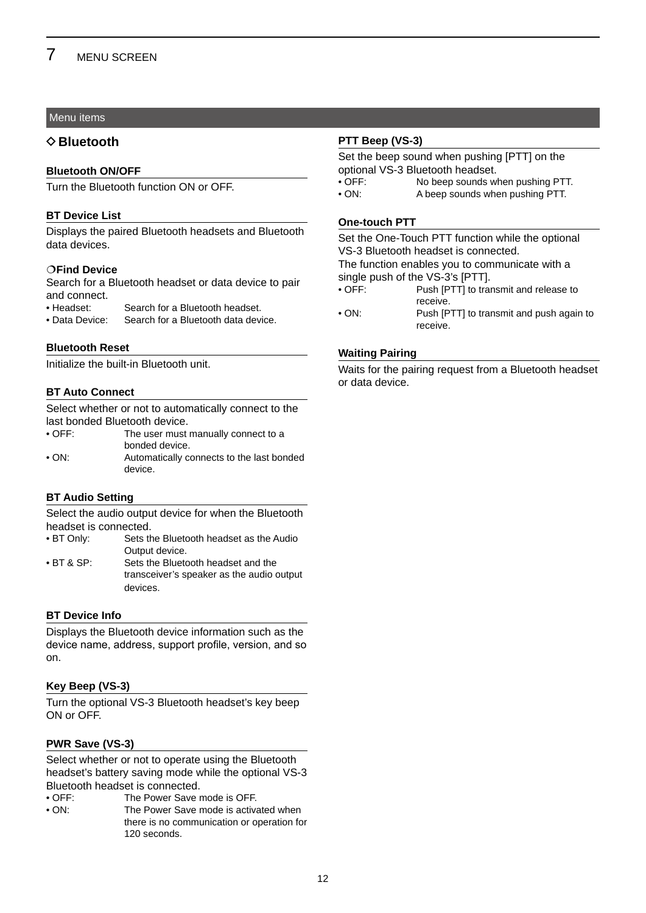Menu items

## ◇ Bluetooth

### Bluetooth ON/OFF

Turn the Bluetooth function ON or OFF.

### BT Device List

Displays the paired Bluetooth headsets and Bluetooth data devices.

#### ❍Find Device

Search for a Bluetooth headset or data device to pair and connect.

- Headset: Search for a Bluetooth headset.
- Data Device: Search for a Bluetooth data device.

### Bluetooth Reset

Initialize the built-in Bluetooth unit.

### BT Auto Connect

Select whether or not to automatically connect to the last bonded Bluetooth device.

- OFF: The user must manually connect to a bonded device.
- ON: Automatically connects to the last bonded device.

### BT Audio Setting

Select the audio output device for when the Bluetooth headset is connected.

- BT Only: Sets the Bluetooth headset as the Audio Output device.
- BT & SP: Sets the Bluetooth headset and the transceiver's speaker as the audio output devices.

### BT Device Info

Displays the Bluetooth device information such as the device name, address, support profile, version, and so on.

### Key Beep (VS-3)

Turn the optional VS-3 Bluetooth headset's key beep ON or OFF.

### PWR Save (VS-3)

Select whether or not to operate using the Bluetooth headset's battery saving mode while the optional VS-3 Bluetooth headset is connected.

- OFF: The Power Save mode is OFF.
- ON: The Power Save mode is activated when there is no communication or operation for 120 seconds.

### PTT Beep (VS-3)

Set the beep sound when pushing [PTT] on the optional VS-3 Bluetooth headset.

- OFF: No beep sounds when pushing PTT.
- ON: A beep sounds when pushing PTT.

### One-touch PTT

Set the One-Touch PTT function while the optional VS-3 Bluetooth headset is connected.
The function enables you to communicate with a single push of the VS-3's [PTT].

- OFF: Push [PTT] to transmit and release to receive.
- ON: Push [PTT] to transmit and push again to receive.

### Waiting Pairing

Waits for the pairing request from a Bluetooth headset or data device.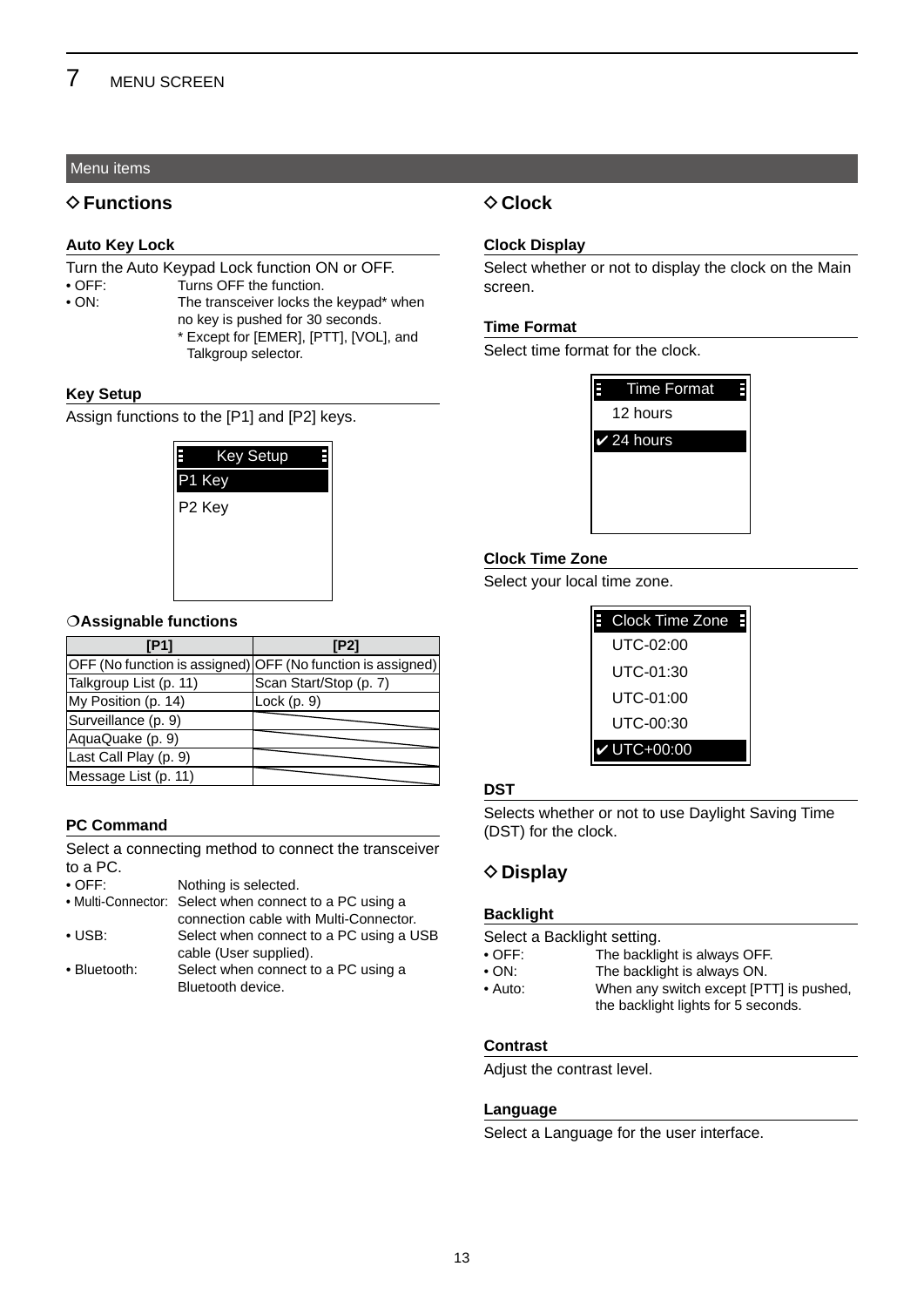## Menu items

### ◇ Functions

**Auto Key Lock**

Turn the Auto Keypad Lock function ON or OFF.

- OFF: Turns OFF the function.
- ON: The transceiver locks the keypad* when no key is pushed for 30 seconds.
  - * Except for [EMER], [PTT], [VOL], and Talkgroup selector.

**Key Setup**

Assign functions to the [P1] and [P2] keys.

Key Setup
P1 Key
P2 Key

**❍Assignable functions**

| [P1] | [P2] |
|---|---|
| OFF (No function is assigned) | OFF (No function is assigned) |
| Talkgroup List (p. 11) | Scan Start/Stop (p. 7) |
| My Position (p. 14) | Lock (p. 9) |
| Surveillance (p. 9) | |
| AquaQuake (p. 9) | |
| Last Call Play (p. 9) | |
| Message List (p. 11) | |

**PC Command**

Select a connecting method to connect the transceiver to a PC.

- OFF: Nothing is selected.
- Multi-Connector: Select when connect to a PC using a connection cable with Multi-Connector.
- USB: Select when connect to a PC using a USB cable (User supplied).
- Bluetooth: Select when connect to a PC using a Bluetooth device.

### ◇ Clock

**Clock Display**

Select whether or not to display the clock on the Main screen.

**Time Format**

Select time format for the clock.

Time Format
12 hours
✔ 24 hours

**Clock Time Zone**

Select your local time zone.

Clock Time Zone
UTC-02:00
UTC-01:30
UTC-01:00
UTC-00:30
✔ UTC+00:00

**DST**

Selects whether or not to use Daylight Saving Time (DST) for the clock.

### ◇ Display

**Backlight**

Select a Backlight setting.

- OFF: The backlight is always OFF.
- ON: The backlight is always ON.
- Auto: When any switch except [PTT] is pushed, the backlight lights for 5 seconds.

**Contrast**

Adjust the contrast level.

**Language**

Select a Language for the user interface.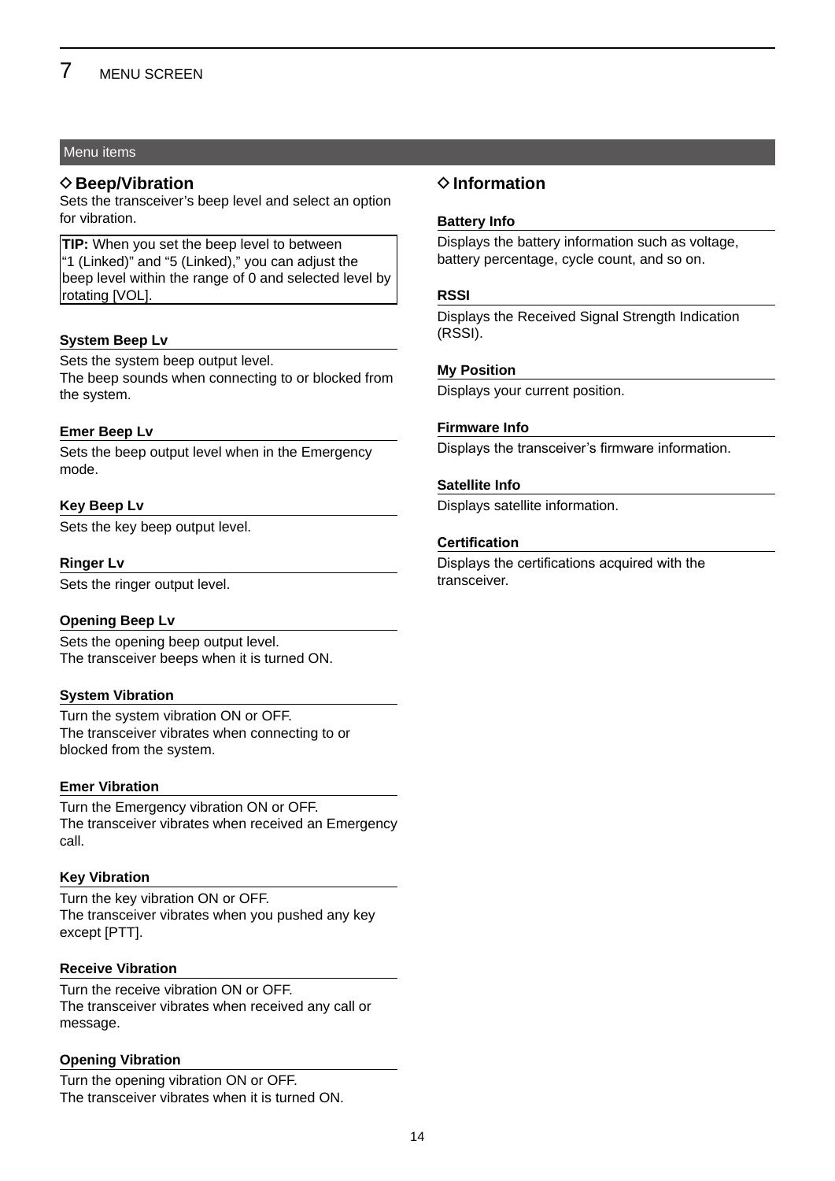## Menu items

### ◇ Beep/Vibration

Sets the transceiver's beep level and select an option for vibration.

**TIP:** When you set the beep level to between "1 (Linked)" and "5 (Linked)," you can adjust the beep level within the range of 0 and selected level by rotating [VOL].

#### System Beep Lv

Sets the system beep output level.
The beep sounds when connecting to or blocked from the system.

#### Emer Beep Lv

Sets the beep output level when in the Emergency mode.

#### Key Beep Lv

Sets the key beep output level.

#### Ringer Lv

Sets the ringer output level.

#### Opening Beep Lv

Sets the opening beep output level.
The transceiver beeps when it is turned ON.

#### System Vibration

Turn the system vibration ON or OFF.
The transceiver vibrates when connecting to or blocked from the system.

#### Emer Vibration

Turn the Emergency vibration ON or OFF.
The transceiver vibrates when received an Emergency call.

#### Key Vibration

Turn the key vibration ON or OFF.
The transceiver vibrates when you pushed any key except [PTT].

#### Receive Vibration

Turn the receive vibration ON or OFF.
The transceiver vibrates when received any call or message.

#### Opening Vibration

Turn the opening vibration ON or OFF.
The transceiver vibrates when it is turned ON.

### ◇ Information

#### Battery Info

Displays the battery information such as voltage, battery percentage, cycle count, and so on.

#### RSSI

Displays the Received Signal Strength Indication (RSSI).

#### My Position

Displays your current position.

#### Firmware Info

Displays the transceiver's firmware information.

#### Satellite Info

Displays satellite information.

#### Certification

Displays the certifications acquired with the transceiver.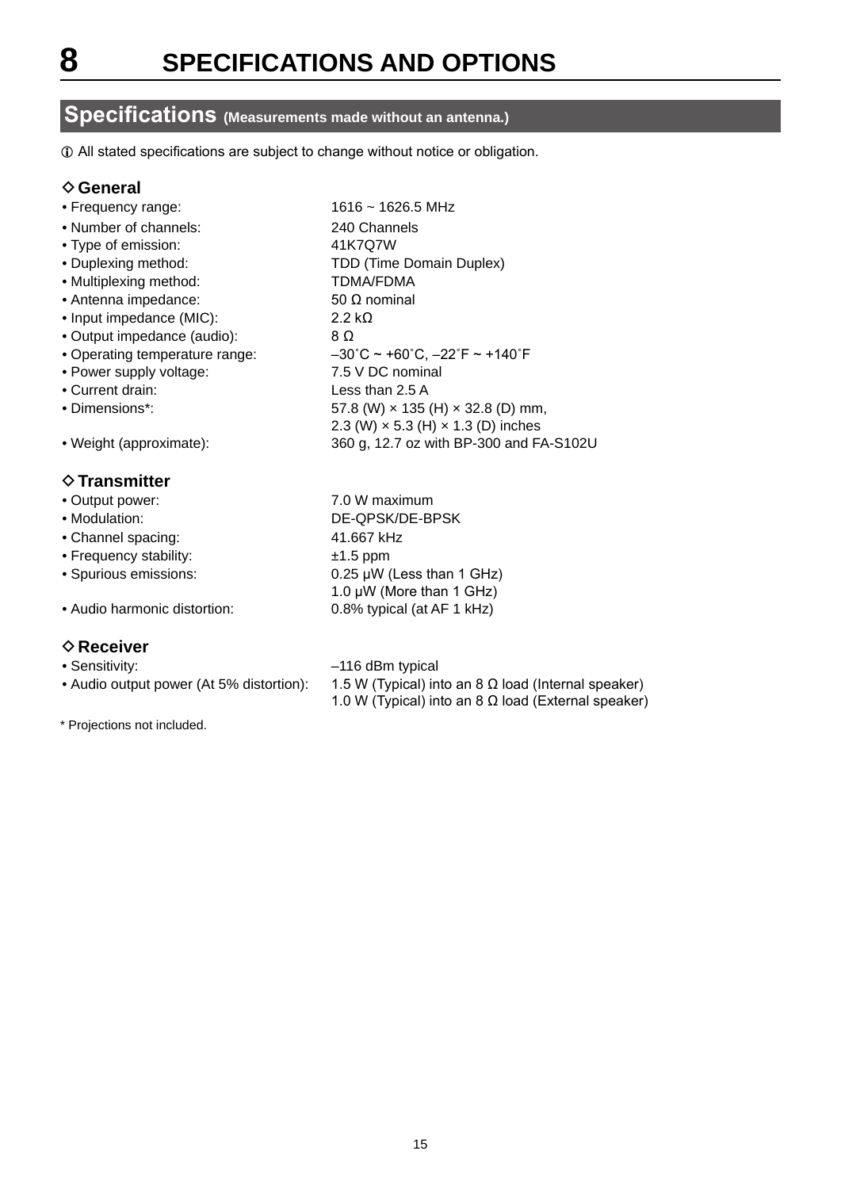# 8 SPECIFICATIONS AND OPTIONS

## Specifications (Measurements made without an antenna.)

ⓘ All stated specifications are subject to change without notice or obligation.

### ◇ General

- Frequency range: 1616 ~ 1626.5 MHz
- Number of channels: 240 Channels
- Type of emission: 41K7Q7W
- Duplexing method: TDD (Time Domain Duplex)
- Multiplexing method: TDMA/FDMA
- Antenna impedance: 50 Ω nominal
- Input impedance (MIC): 2.2 kΩ
- Output impedance (audio): 8 Ω
- Operating temperature range: –30˚C ~ +60˚C, –22˚F ~ +140˚F
- Power supply voltage: 7.5 V DC nominal
- Current drain: Less than 2.5 A
- Dimensions*: 57.8 (W) × 135 (H) × 32.8 (D) mm, 2.3 (W) × 5.3 (H) × 1.3 (D) inches
- Weight (approximate): 360 g, 12.7 oz with BP-300 and FA-S102U

### ◇ Transmitter

- Output power: 7.0 W maximum
- Modulation: DE-QPSK/DE-BPSK
- Channel spacing: 41.667 kHz
- Frequency stability: ±1.5 ppm
- Spurious emissions: 0.25 μW (Less than 1 GHz) 1.0 μW (More than 1 GHz)
- Audio harmonic distortion: 0.8% typical (at AF 1 kHz)

### ◇ Receiver

- Sensitivity: –116 dBm typical
- Audio output power (At 5% distortion): 1.5 W (Typical) into an 8 Ω load (Internal speaker) 1.0 W (Typical) into an 8 Ω load (External speaker)

* Projections not included.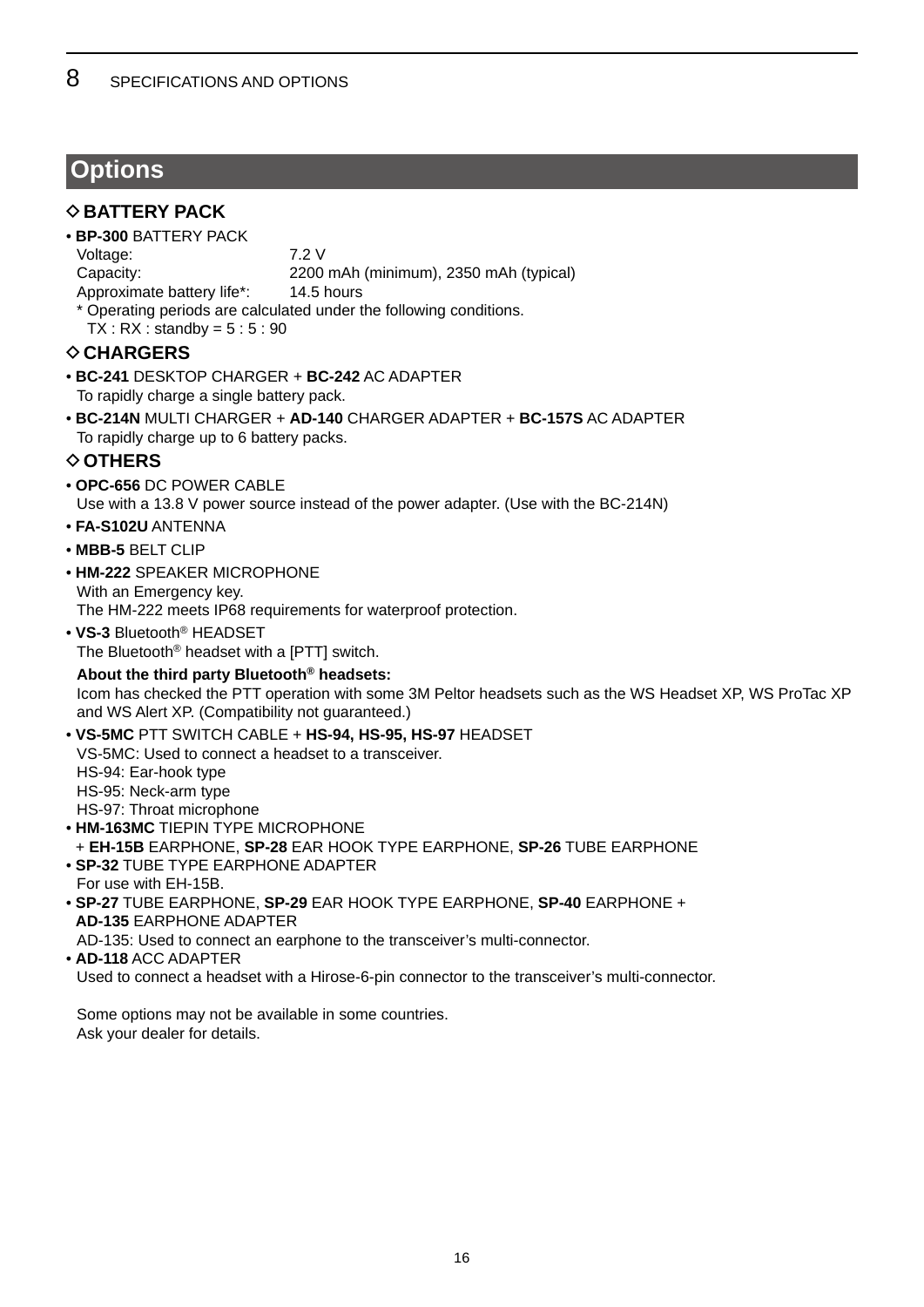## Options

### ◇ BATTERY PACK

- **BP-300** BATTERY PACK
  Voltage: 7.2 V
  Capacity: 2200 mAh (minimum), 2350 mAh (typical)
  Approximate battery life*: 14.5 hours
  * Operating periods are calculated under the following conditions.
  TX : RX : standby = 5 : 5 : 90

### ◇ CHARGERS

- **BC-241** DESKTOP CHARGER + **BC-242** AC ADAPTER
  To rapidly charge a single battery pack.
- **BC-214N** MULTI CHARGER + **AD-140** CHARGER ADAPTER + **BC-157S** AC ADAPTER
  To rapidly charge up to 6 battery packs.

### ◇ OTHERS

- **OPC-656** DC POWER CABLE
  Use with a 13.8 V power source instead of the power adapter. (Use with the BC-214N)
- **FA-S102U** ANTENNA
- **MBB-5** BELT CLIP
- **HM-222** SPEAKER MICROPHONE
  With an Emergency key.
  The HM-222 meets IP68 requirements for waterproof protection.
- **VS-3** Bluetooth® HEADSET
  The Bluetooth® headset with a [PTT] switch.

  **About the third party Bluetooth® headsets:**
  Icom has checked the PTT operation with some 3M Peltor headsets such as the WS Headset XP, WS ProTac XP and WS Alert XP. (Compatibility not guaranteed.)
- **VS-5MC** PTT SWITCH CABLE + **HS-94, HS-95, HS-97** HEADSET
  VS-5MC: Used to connect a headset to a transceiver.
  HS-94: Ear-hook type
  HS-95: Neck-arm type
  HS-97: Throat microphone
- **HM-163MC** TIEPIN TYPE MICROPHONE
  \+ **EH-15B** EARPHONE, **SP-28** EAR HOOK TYPE EARPHONE, **SP-26** TUBE EARPHONE
- **SP-32** TUBE TYPE EARPHONE ADAPTER
  For use with EH-15B.
- **SP-27** TUBE EARPHONE, **SP-29** EAR HOOK TYPE EARPHONE, **SP-40** EARPHONE +
  **AD-135** EARPHONE ADAPTER
  AD-135: Used to connect an earphone to the transceiver's multi-connector.
- **AD-118** ACC ADAPTER
  Used to connect a headset with a Hirose-6-pin connector to the transceiver's multi-connector.

Some options may not be available in some countries.
Ask your dealer for details.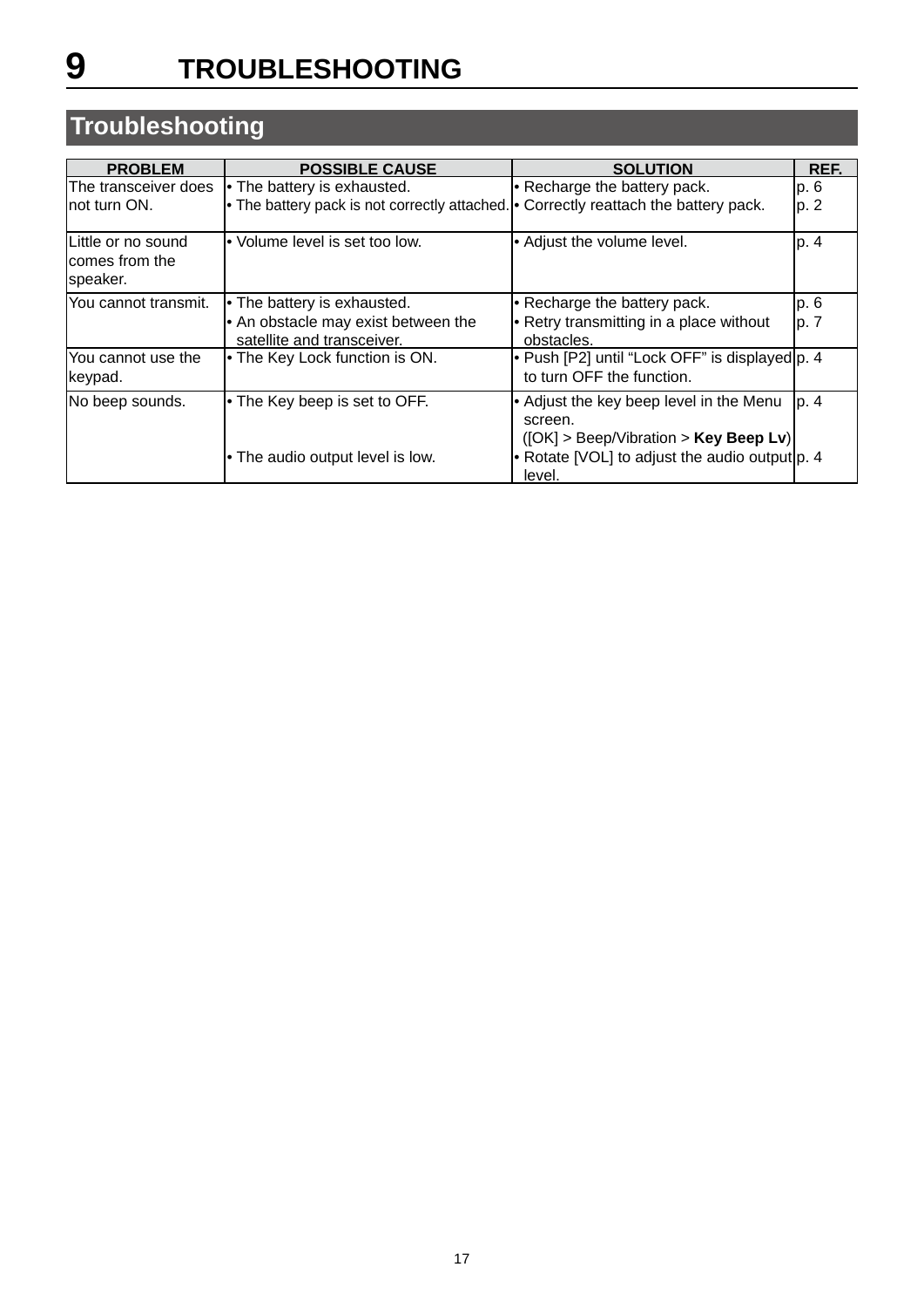# 9 TROUBLESHOOTING

## Troubleshooting

| PROBLEM | POSSIBLE CAUSE | SOLUTION | REF. |
|---|---|---|---|
| The transceiver does not turn ON. | • The battery is exhausted.<br>• The battery pack is not correctly attached. | • Recharge the battery pack.<br>• Correctly reattach the battery pack. | p. 6<br>p. 2 |
| Little or no sound comes from the speaker. | • Volume level is set too low. | • Adjust the volume level. | p. 4 |
| You cannot transmit. | • The battery is exhausted.<br>• An obstacle may exist between the satellite and transceiver. | • Recharge the battery pack.<br>• Retry transmitting in a place without obstacles. | p. 6<br>p. 7 |
| You cannot use the keypad. | • The Key Lock function is ON. | • Push [P2] until "Lock OFF" is displayed to turn OFF the function. | p. 4 |
| No beep sounds. | • The Key beep is set to OFF.<br>• The audio output level is low. | • Adjust the key beep level in the Menu screen. ([OK] > Beep/Vibration > **Key Beep Lv**)<br>• Rotate [VOL] to adjust the audio output level. | p. 4<br>p. 4 |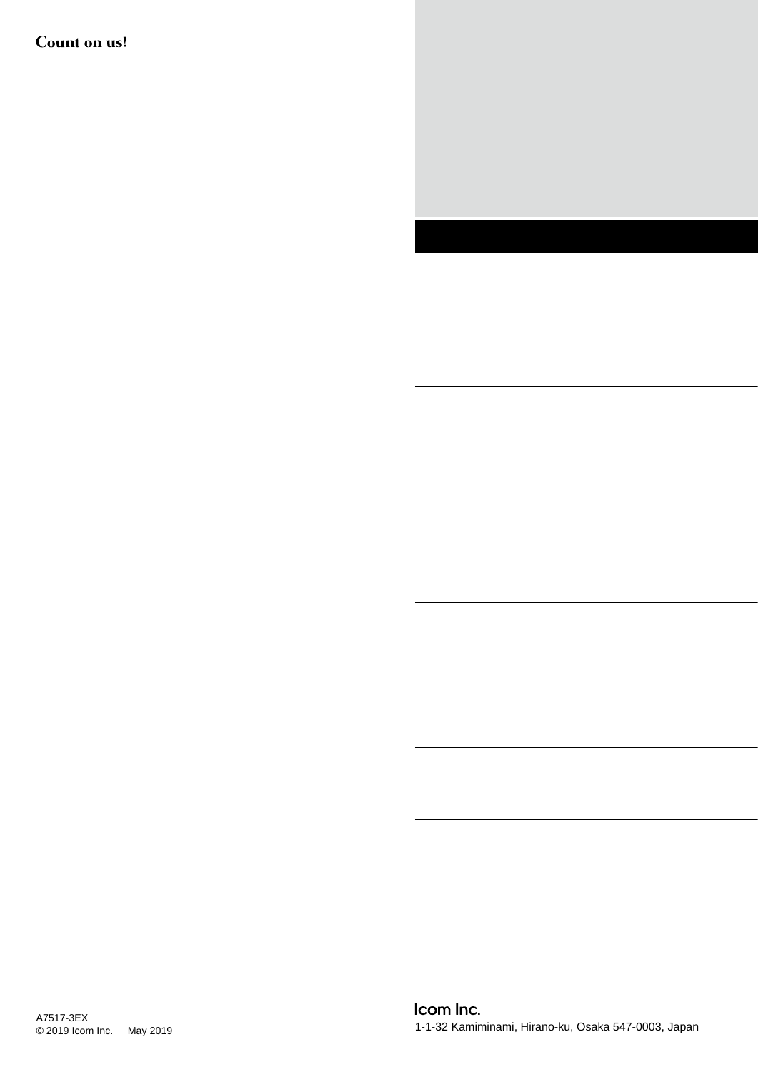**Count on us!**

A7517-3EX
© 2019 Icom Inc. May 2019

Icom Inc.
1-1-32 Kamiminami, Hirano-ku, Osaka 547-0003, Japan